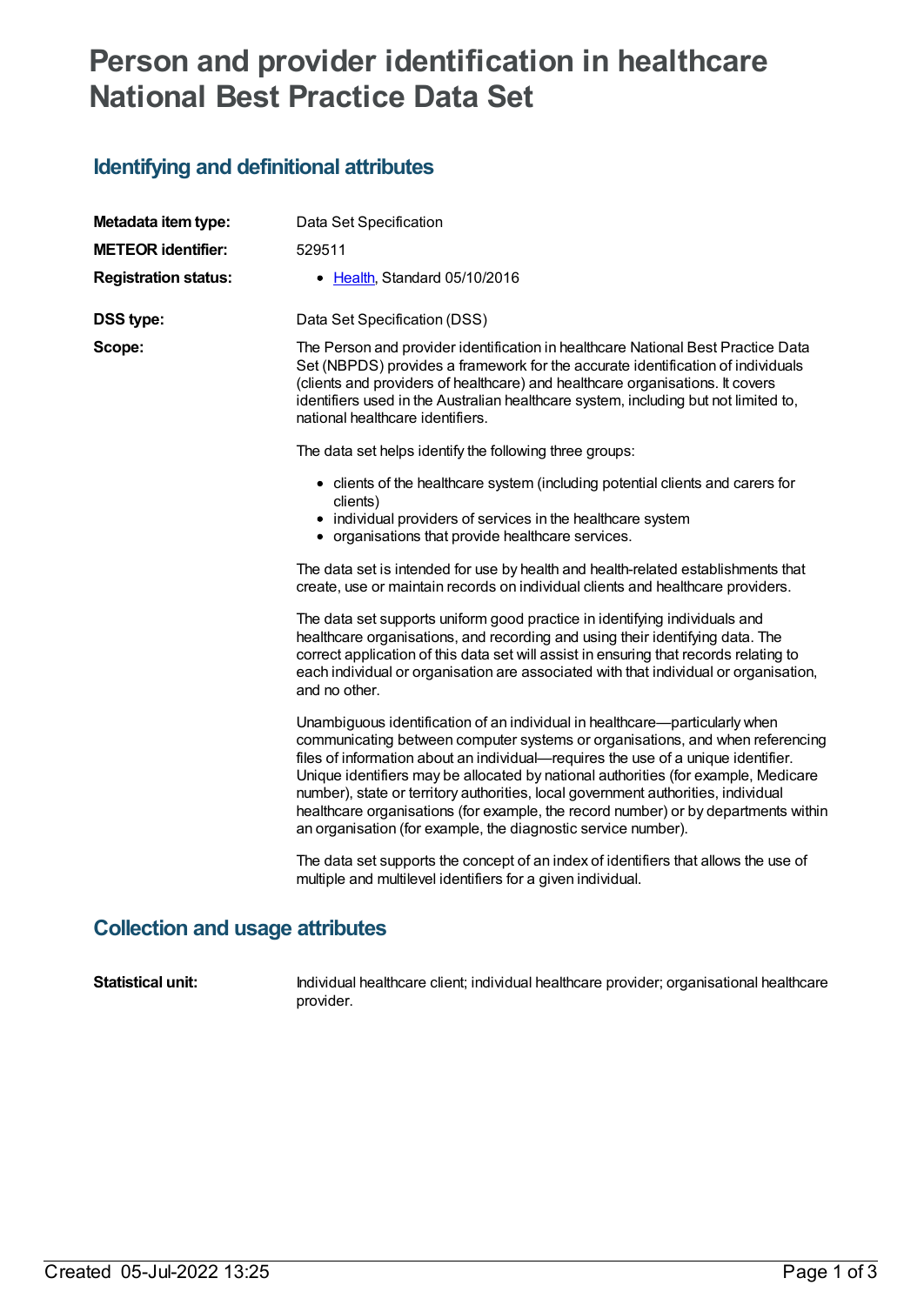# Person and provider identification in healthcare National Best Practice Data Set

## Identifying and definitional attributes

**Metadata item type:** Data Set Specification

**METEOR identifier:** 529511

**Registration status:**
- Health, Standard 05/10/2016

**DSS type:** Data Set Specification (DSS)

**Scope:**

The Person and provider identification in healthcare National Best Practice Data Set (NBPDS) provides a framework for the accurate identification of individuals (clients and providers of healthcare) and healthcare organisations. It covers identifiers used in the Australian healthcare system, including but not limited to, national healthcare identifiers.

The data set helps identify the following three groups:

- clients of the healthcare system (including potential clients and carers for clients)
- individual providers of services in the healthcare system
- organisations that provide healthcare services.

The data set is intended for use by health and health-related establishments that create, use or maintain records on individual clients and healthcare providers.

The data set supports uniform good practice in identifying individuals and healthcare organisations, and recording and using their identifying data. The correct application of this data set will assist in ensuring that records relating to each individual or organisation are associated with that individual or organisation, and no other.

Unambiguous identification of an individual in healthcare—particularly when communicating between computer systems or organisations, and when referencing files of information about an individual—requires the use of a unique identifier. Unique identifiers may be allocated by national authorities (for example, Medicare number), state or territory authorities, local government authorities, individual healthcare organisations (for example, the record number) or by departments within an organisation (for example, the diagnostic service number).

The data set supports the concept of an index of identifiers that allows the use of multiple and multilevel identifiers for a given individual.

## Collection and usage attributes

**Statistical unit:** Individual healthcare client; individual healthcare provider; organisational healthcare provider.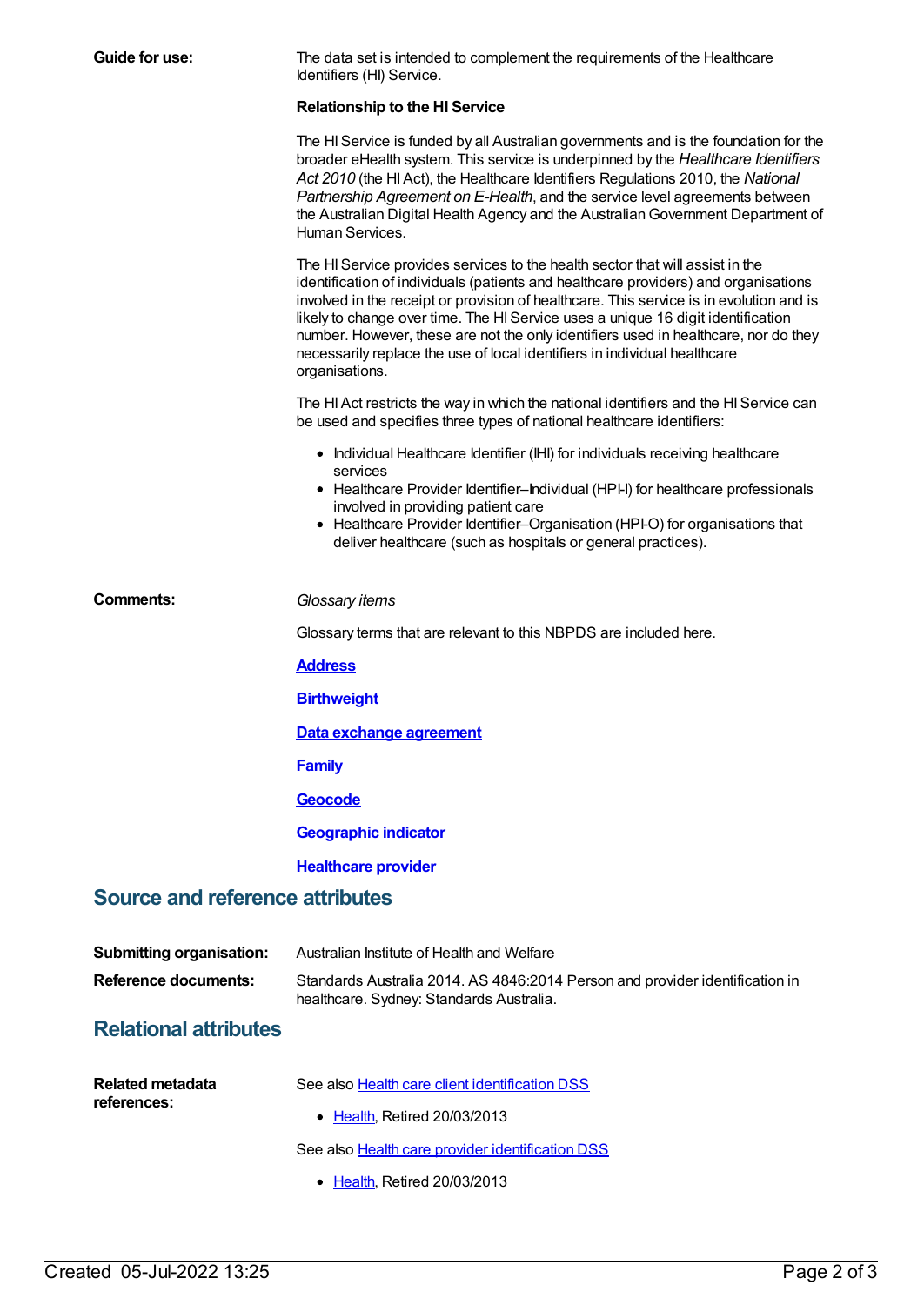**Guide for use:**

The data set is intended to complement the requirements of the Healthcare Identifiers (HI) Service.

**Relationship to the HI Service**

The HI Service is funded by all Australian governments and is the foundation for the broader eHealth system. This service is underpinned by the *Healthcare Identifiers Act 2010* (the HI Act), the Healthcare Identifiers Regulations 2010, the *National Partnership Agreement on E-Health*, and the service level agreements between the Australian Digital Health Agency and the Australian Government Department of Human Services.

The HI Service provides services to the health sector that will assist in the identification of individuals (patients and healthcare providers) and organisations involved in the receipt or provision of healthcare. This service is in evolution and is likely to change over time. The HI Service uses a unique 16 digit identification number. However, these are not the only identifiers used in healthcare, nor do they necessarily replace the use of local identifiers in individual healthcare organisations.

The HI Act restricts the way in which the national identifiers and the HI Service can be used and specifies three types of national healthcare identifiers:

- Individual Healthcare Identifier (IHI) for individuals receiving healthcare services
- Healthcare Provider Identifier–Individual (HPI-I) for healthcare professionals involved in providing patient care
- Healthcare Provider Identifier–Organisation (HPI-O) for organisations that deliver healthcare (such as hospitals or general practices).

**Comments:**

*Glossary items*

Glossary terms that are relevant to this NBPDS are included here.

**Address**

**Birthweight**

**Data exchange agreement**

**Family**

**Geocode**

**Geographic indicator**

**Healthcare provider**

## Source and reference attributes

**Submitting organisation:** Australian Institute of Health and Welfare

**Reference documents:** Standards Australia 2014. AS 4846:2014 Person and provider identification in healthcare. Sydney: Standards Australia.

## Relational attributes

**Related metadata references:**

See also Health care client identification DSS

- Health, Retired 20/03/2013

See also Health care provider identification DSS

- Health, Retired 20/03/2013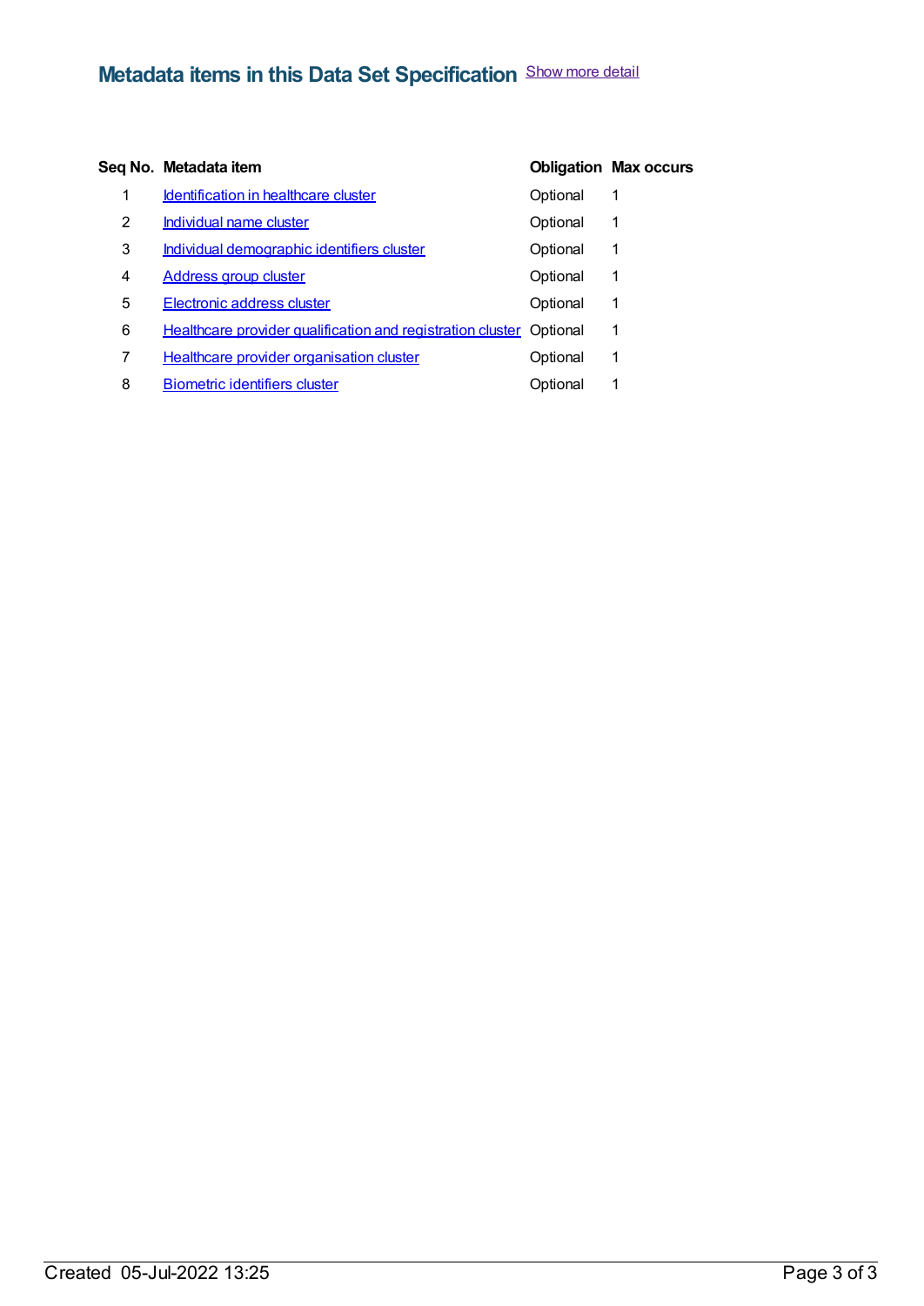## Metadata items in this Data Set Specification Show more detail

| Seq No. | Metadata item | Obligation | Max occurs |
|---|---|---|---|
| 1 | Identification in healthcare cluster | Optional | 1 |
| 2 | Individual name cluster | Optional | 1 |
| 3 | Individual demographic identifiers cluster | Optional | 1 |
| 4 | Address group cluster | Optional | 1 |
| 5 | Electronic address cluster | Optional | 1 |
| 6 | Healthcare provider qualification and registration cluster | Optional | 1 |
| 7 | Healthcare provider organisation cluster | Optional | 1 |
| 8 | Biometric identifiers cluster | Optional | 1 |